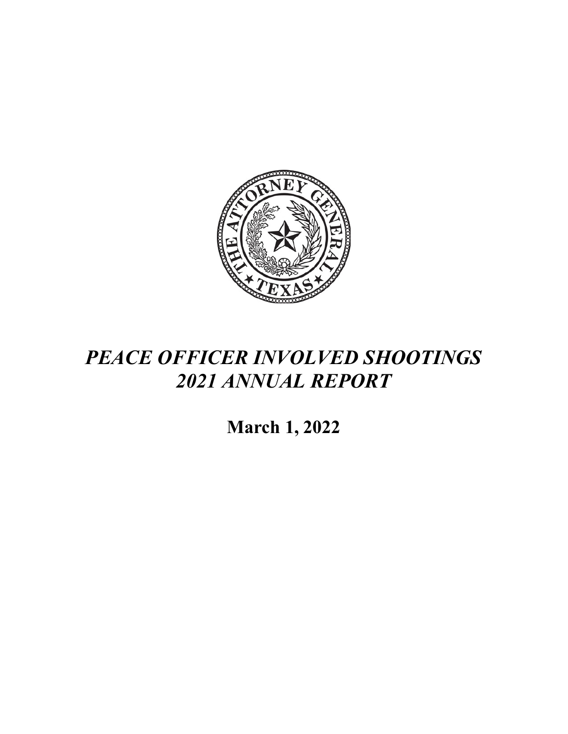# *PEACE OFFICER INVOLVED SHOOTINGS 2021 ANNUAL REPORT*

**March 1, 2022**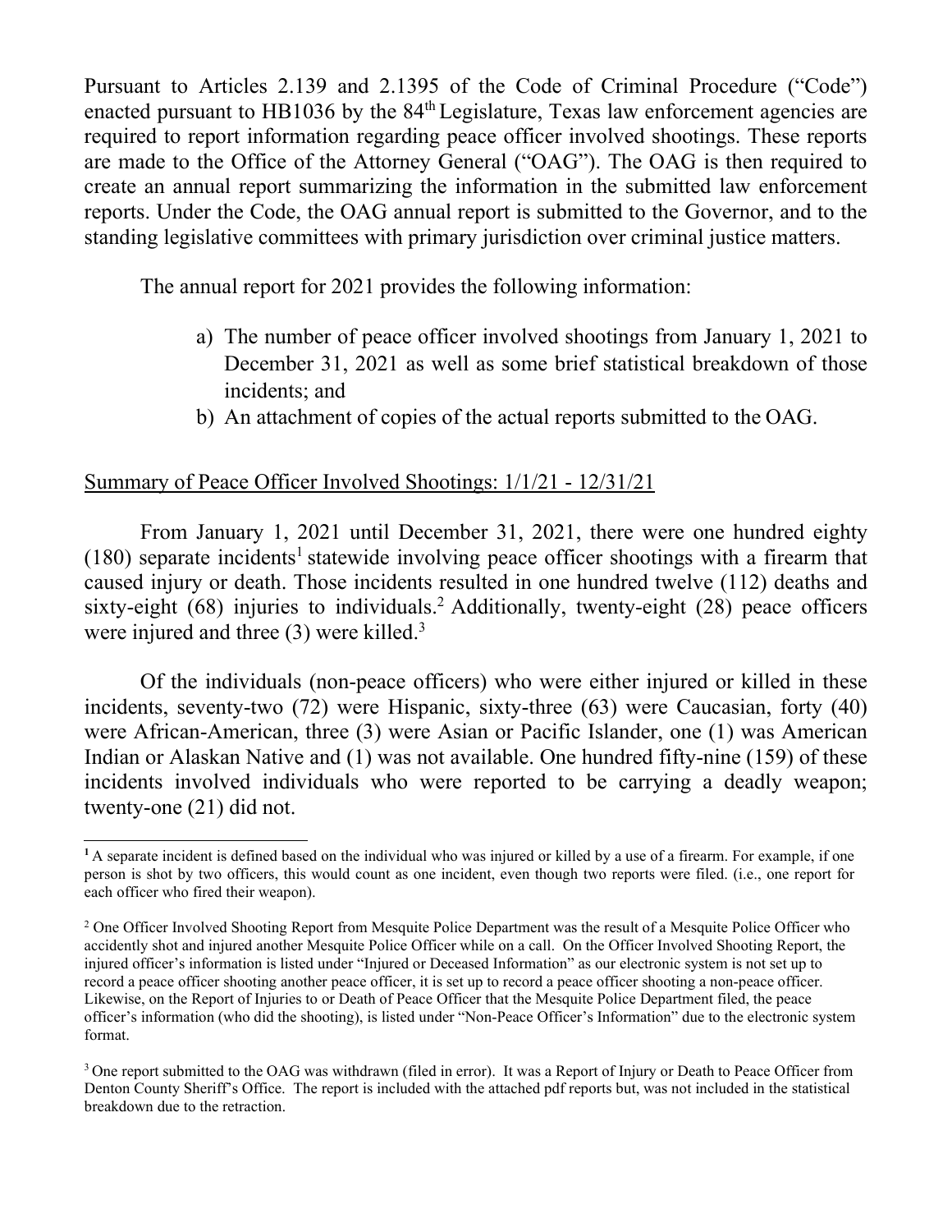Pursuant to Articles 2.139 and 2.1395 of the Code of Criminal Procedure ("Code") enacted pursuant to HB1036 by the 84th Legislature, Texas law enforcement agencies are required to report information regarding peace officer involved shootings. These reports are made to the Office of the Attorney General ("OAG"). The OAG is then required to create an annual report summarizing the information in the submitted law enforcement reports. Under the Code, the OAG annual report is submitted to the Governor, and to the standing legislative committees with primary jurisdiction over criminal justice matters.

The annual report for 2021 provides the following information:

a) The number of peace officer involved shootings from January 1, 2021 to December 31, 2021 as well as some brief statistical breakdown of those incidents; and
b) An attachment of copies of the actual reports submitted to the OAG.

## Summary of Peace Officer Involved Shootings: 1/1/21 - 12/31/21

From January 1, 2021 until December 31, 2021, there were one hundred eighty (180) separate incidents[1] statewide involving peace officer shootings with a firearm that caused injury or death. Those incidents resulted in one hundred twelve (112) deaths and sixty-eight (68) injuries to individuals.[2] Additionally, twenty-eight (28) peace officers were injured and three (3) were killed.[3]

Of the individuals (non-peace officers) who were either injured or killed in these incidents, seventy-two (72) were Hispanic, sixty-three (63) were Caucasian, forty (40) were African-American, three (3) were Asian or Pacific Islander, one (1) was American Indian or Alaskan Native and (1) was not available. One hundred fifty-nine (159) of these incidents involved individuals who were reported to be carrying a deadly weapon; twenty-one (21) did not.

---

[1] A separate incident is defined based on the individual who was injured or killed by a use of a firearm. For example, if one person is shot by two officers, this would count as one incident, even though two reports were filed. (i.e., one report for each officer who fired their weapon).

[2] One Officer Involved Shooting Report from Mesquite Police Department was the result of a Mesquite Police Officer who accidently shot and injured another Mesquite Police Officer while on a call. On the Officer Involved Shooting Report, the injured officer's information is listed under "Injured or Deceased Information" as our electronic system is not set up to record a peace officer shooting another peace officer, it is set up to record a peace officer shooting a non-peace officer. Likewise, on the Report of Injuries to or Death of Peace Officer that the Mesquite Police Department filed, the peace officer's information (who did the shooting), is listed under "Non-Peace Officer's Information" due to the electronic system format.

[3] One report submitted to the OAG was withdrawn (filed in error). It was a Report of Injury or Death to Peace Officer from Denton County Sheriff's Office. The report is included with the attached pdf reports but, was not included in the statistical breakdown due to the retraction.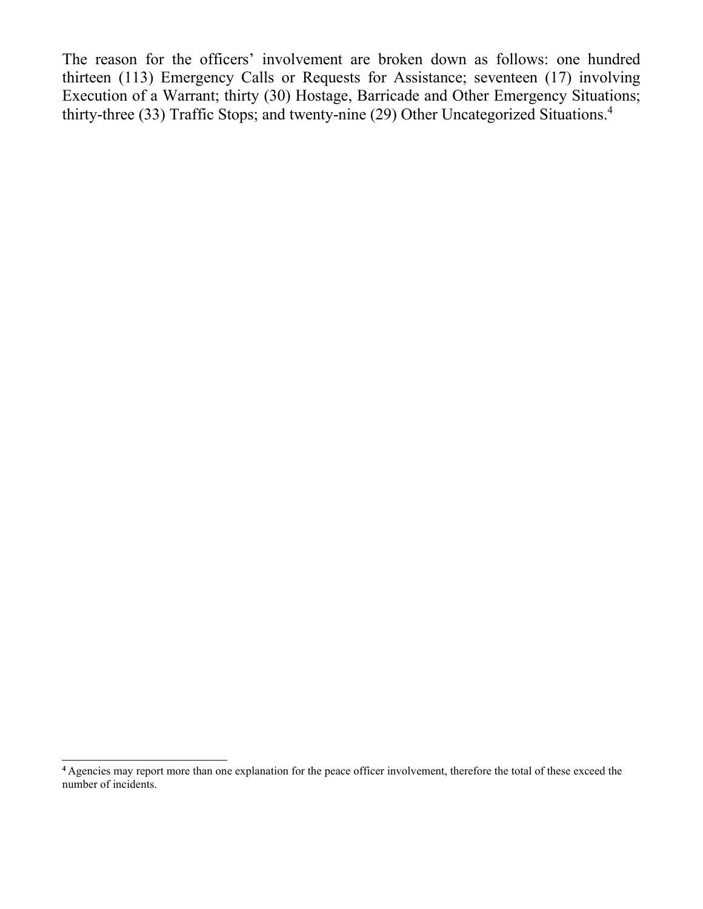The reason for the officers' involvement are broken down as follows: one hundred thirteen (113) Emergency Calls or Requests for Assistance; seventeen (17) involving Execution of a Warrant; thirty (30) Hostage, Barricade and Other Emergency Situations; thirty-three (33) Traffic Stops; and twenty-nine (29) Other Uncategorized Situations.[4]

[4] Agencies may report more than one explanation for the peace officer involvement, therefore the total of these exceed the number of incidents.